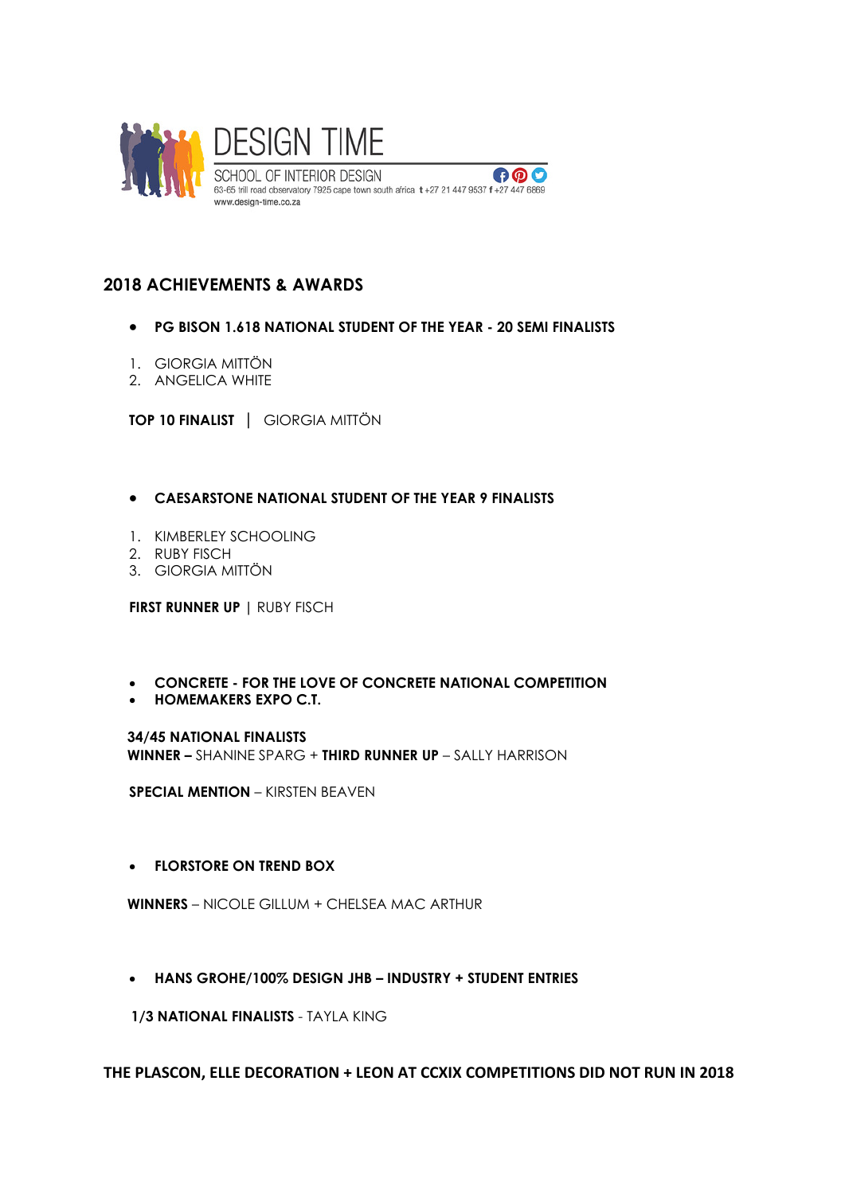DESIGN TIME

SCHOOL OF INTERIOR DESIGN

63-65 trill road observatory 7925 cape town south africa t +27 21 447 9537 f +27 447 6869

www.design-time.co.za

## 2018 ACHIEVEMENTS & AWARDS

- **PG BISON 1.618 NATIONAL STUDENT OF THE YEAR - 20 SEMI FINALISTS**

1. GIORGIA MITTÖN
2. ANGELICA WHITE

**TOP 10 FINALIST** | GIORGIA MITTÖN

- **CAESARSTONE NATIONAL STUDENT OF THE YEAR 9 FINALISTS**

1. KIMBERLEY SCHOOLING
2. RUBY FISCH
3. GIORGIA MITTÖN

**FIRST RUNNER UP** | RUBY FISCH

- **CONCRETE - FOR THE LOVE OF CONCRETE NATIONAL COMPETITION**
- **HOMEMAKERS EXPO C.T.**

**34/45 NATIONAL FINALISTS**
**WINNER –** SHANINE SPARG + **THIRD RUNNER UP** – SALLY HARRISON

**SPECIAL MENTION** – KIRSTEN BEAVEN

- **FLORSTORE ON TREND BOX**

**WINNERS** – NICOLE GILLUM + CHELSEA MAC ARTHUR

- **HANS GROHE/100% DESIGN JHB – INDUSTRY + STUDENT ENTRIES**

**1/3 NATIONAL FINALISTS** - TAYLA KING

**THE PLASCON, ELLE DECORATION + LEON AT CCXIX COMPETITIONS DID NOT RUN IN 2018**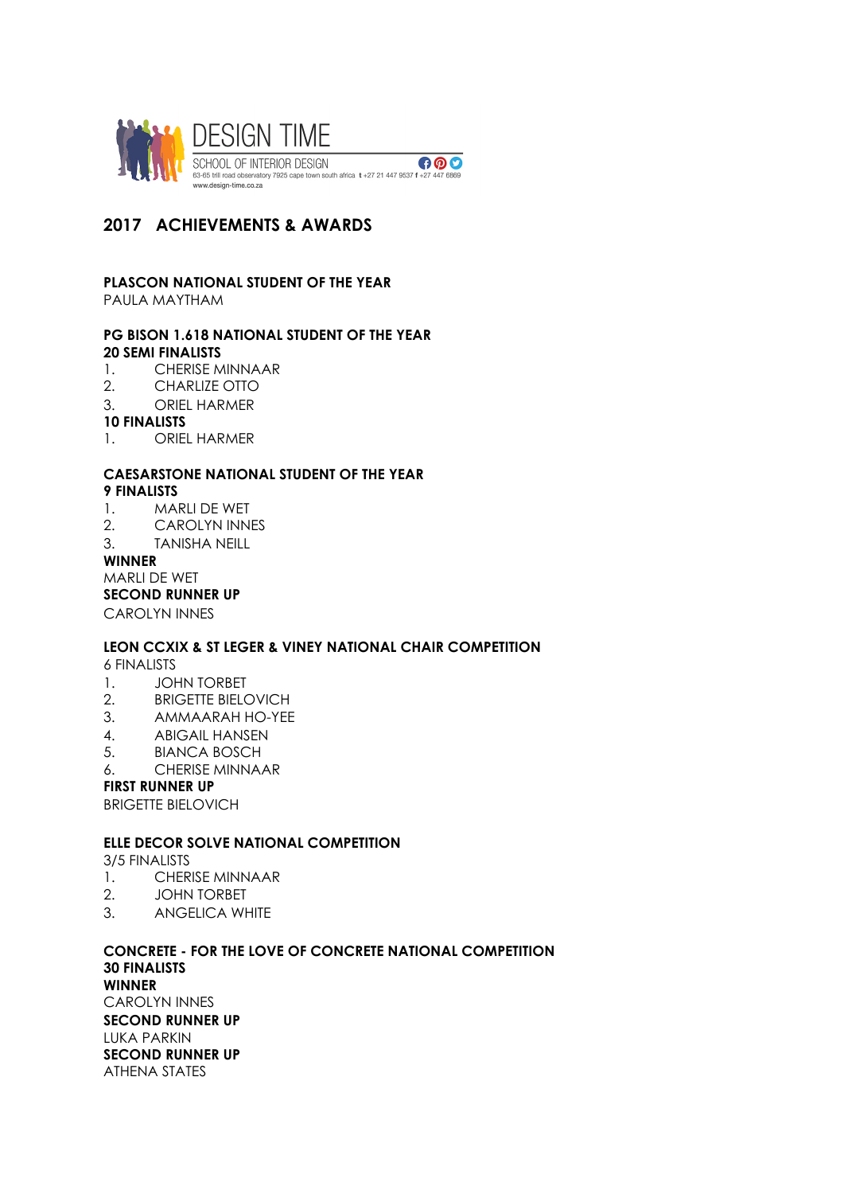DESIGN TIME

SCHOOL OF INTERIOR DESIGN

63-65 trill road observatory 7925 cape town south africa t +27 21 447 9537 f +27 447 6869

www.design-time.co.za

## 2017 ACHIEVEMENTS & AWARDS

**PLASCON NATIONAL STUDENT OF THE YEAR**

PAULA MAYTHAM

**PG BISON 1.618 NATIONAL STUDENT OF THE YEAR**

**20 SEMI FINALISTS**

1. CHERISE MINNAAR
2. CHARLIZE OTTO
3. ORIEL HARMER

**10 FINALISTS**

1. ORIEL HARMER

**CAESARSTONE NATIONAL STUDENT OF THE YEAR**

**9 FINALISTS**

1. MARLI DE WET
2. CAROLYN INNES
3. TANISHA NEILL

**WINNER**

MARLI DE WET

**SECOND RUNNER UP**

CAROLYN INNES

**LEON CCXIX & ST LEGER & VINEY NATIONAL CHAIR COMPETITION**

6 FINALISTS

1. JOHN TORBET
2. BRIGETTE BIELOVICH
3. AMMAARAH HO-YEE
4. ABIGAIL HANSEN
5. BIANCA BOSCH
6. CHERISE MINNAAR

**FIRST RUNNER UP**

BRIGETTE BIELOVICH

**ELLE DECOR SOLVE NATIONAL COMPETITION**

3/5 FINALISTS

1. CHERISE MINNAAR
2. JOHN TORBET
3. ANGELICA WHITE

**CONCRETE - FOR THE LOVE OF CONCRETE NATIONAL COMPETITION**

**30 FINALISTS**

**WINNER**

CAROLYN INNES

**SECOND RUNNER UP**

LUKA PARKIN

**SECOND RUNNER UP**

ATHENA STATES